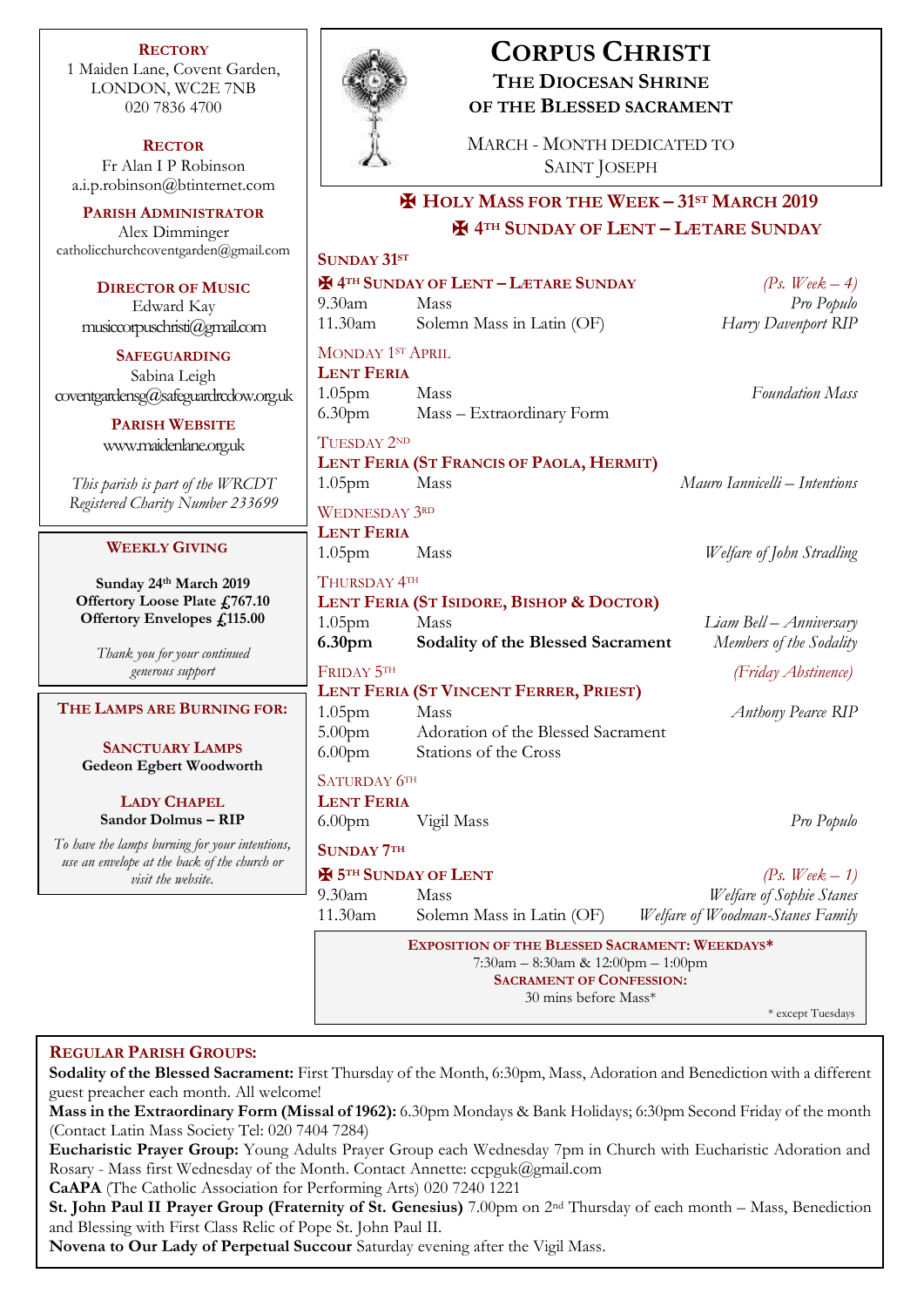# CORPUS CHRISTI

## THE DIOCESAN SHRINE OF THE BLESSED SACRAMENT

MARCH - MONTH DEDICATED TO SAINT JOSEPH

**RECTORY**
1 Maiden Lane, Covent Garden, LONDON, WC2E 7NB
020 7836 4700

**RECTOR**
Fr Alan I P Robinson
a.i.p.robinson@btinternet.com

**PARISH ADMINISTRATOR**
Alex Dimminger
catholicchurchcoventgarden@gmail.com

**DIRECTOR OF MUSIC**
Edward Kay
musiccorpuschristi@gmail.com

**SAFEGUARDING**
Sabina Leigh
coventgardensg@safeguardrcdow.org.uk

**PARISH WEBSITE**
www.maidenlane.org.uk

*This parish is part of the WRCDT Registered Charity Number 233699*

**WEEKLY GIVING**

**Sunday 24th March 2019**
**Offertory Loose Plate £767.10**
**Offertory Envelopes £115.00**

*Thank you for your continued generous support*

**THE LAMPS ARE BURNING FOR:**

**SANCTUARY LAMPS**
**Gedeon Egbert Woodworth**

**LADY CHAPEL**
**Sandor Dolmus – RIP**

*To have the lamps burning for your intentions, use an envelope at the back of the church or visit the website.*

## ✠ HOLY MASS FOR THE WEEK – 31ST MARCH 2019
## ✠ 4TH SUNDAY OF LENT – LÆTARE SUNDAY

**SUNDAY 31ST**
**✠ 4TH SUNDAY OF LENT – LÆTARE SUNDAY** *(Ps. Week – 4)*
9.30am Mass *Pro Populo*
11.30am Solemn Mass in Latin (OF) *Harry Davenport RIP*

MONDAY 1ST APRIL
**LENT FERIA**
1.05pm Mass *Foundation Mass*
6.30pm Mass – Extraordinary Form

TUESDAY 2ND
**LENT FERIA (ST FRANCIS OF PAOLA, HERMIT)**
1.05pm Mass *Mauro Iannicelli – Intentions*

WEDNESDAY 3RD
**LENT FERIA**
1.05pm Mass *Welfare of John Stradling*

THURSDAY 4TH
**LENT FERIA (ST ISIDORE, BISHOP & DOCTOR)**
1.05pm Mass *Liam Bell – Anniversary*
**6.30pm Sodality of the Blessed Sacrament** *Members of the Sodality*

FRIDAY 5TH *(Friday Abstinence)*
**LENT FERIA (ST VINCENT FERRER, PRIEST)**
1.05pm Mass *Anthony Pearce RIP*
5.00pm Adoration of the Blessed Sacrament
6.00pm Stations of the Cross

SATURDAY 6TH
**LENT FERIA**
6.00pm Vigil Mass *Pro Populo*

**SUNDAY 7TH**
**✠ 5TH SUNDAY OF LENT** *(Ps. Week – 1)*
9.30am Mass *Welfare of Sophie Stanes*
11.30am Solemn Mass in Latin (OF) *Welfare of Woodman-Stanes Family*

**EXPOSITION OF THE BLESSED SACRAMENT: WEEKDAYS***
7:30am – 8:30am & 12:00pm – 1:00pm
**SACRAMENT OF CONFESSION:**
30 mins before Mass*
* except Tuesdays

**REGULAR PARISH GROUPS:**

**Sodality of the Blessed Sacrament:** First Thursday of the Month, 6:30pm, Mass, Adoration and Benediction with a different guest preacher each month. All welcome!

**Mass in the Extraordinary Form (Missal of 1962):** 6.30pm Mondays & Bank Holidays; 6:30pm Second Friday of the month (Contact Latin Mass Society Tel: 020 7404 7284)

**Eucharistic Prayer Group:** Young Adults Prayer Group each Wednesday 7pm in Church with Eucharistic Adoration and Rosary - Mass first Wednesday of the Month. Contact Annette: ccpguk@gmail.com

**CaAPA** (The Catholic Association for Performing Arts) 020 7240 1221

**St. John Paul II Prayer Group (Fraternity of St. Genesius)** 7.00pm on 2nd Thursday of each month – Mass, Benediction and Blessing with First Class Relic of Pope St. John Paul II.

**Novena to Our Lady of Perpetual Succour** Saturday evening after the Vigil Mass.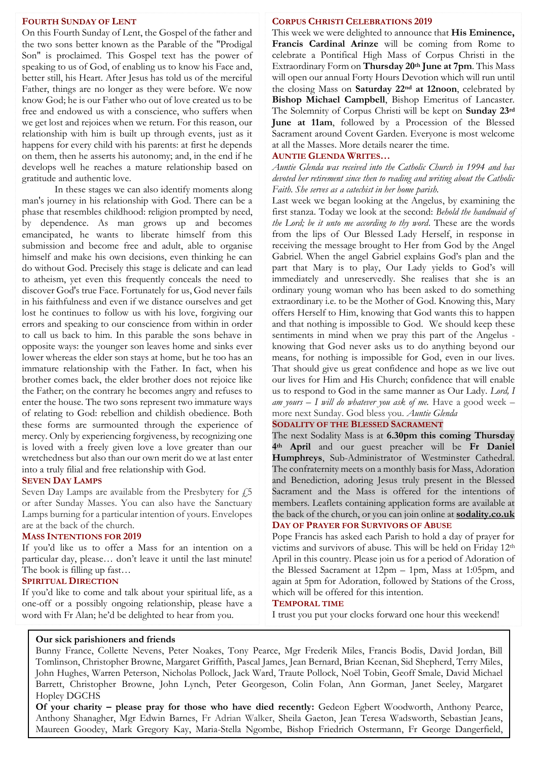## Fourth Sunday of Lent

On this Fourth Sunday of Lent, the Gospel of the father and the two sons better known as the Parable of the "Prodigal Son" is proclaimed. This Gospel text has the power of speaking to us of God, of enabling us to know his Face and, better still, his Heart. After Jesus has told us of the merciful Father, things are no longer as they were before. We now know God; he is our Father who out of love created us to be free and endowed us with a conscience, who suffers when we get lost and rejoices when we return. For this reason, our relationship with him is built up through events, just as it happens for every child with his parents: at first he depends on them, then he asserts his autonomy; and, in the end if he develops well he reaches a mature relationship based on gratitude and authentic love.

In these stages we can also identify moments along man's journey in his relationship with God. There can be a phase that resembles childhood: religion prompted by need, by dependence. As man grows up and becomes emancipated, he wants to liberate himself from this submission and become free and adult, able to organise himself and make his own decisions, even thinking he can do without God. Precisely this stage is delicate and can lead to atheism, yet even this frequently conceals the need to discover God's true Face. Fortunately for us, God never fails in his faithfulness and even if we distance ourselves and get lost he continues to follow us with his love, forgiving our errors and speaking to our conscience from within in order to call us back to him. In this parable the sons behave in opposite ways: the younger son leaves home and sinks ever lower whereas the elder son stays at home, but he too has an immature relationship with the Father. In fact, when his brother comes back, the elder brother does not rejoice like the Father; on the contrary he becomes angry and refuses to enter the house. The two sons represent two immature ways of relating to God: rebellion and childish obedience. Both these forms are surmounted through the experience of mercy. Only by experiencing forgiveness, by recognizing one is loved with a freely given love a love greater than our wretchedness but also than our own merit do we at last enter into a truly filial and free relationship with God.

## Seven Day Lamps

Seven Day Lamps are available from the Presbytery for £5 or after Sunday Masses. You can also have the Sanctuary Lamps burning for a particular intention of yours. Envelopes are at the back of the church.

## Mass Intentions for 2019

If you'd like us to offer a Mass for an intention on a particular day, please… don't leave it until the last minute! The book is filling up fast…

## Spiritual Direction

If you'd like to come and talk about your spiritual life, as a one-off or a possibly ongoing relationship, please have a word with Fr Alan; he'd be delighted to hear from you.

## Corpus Christi Celebrations 2019

This week we were delighted to announce that **His Eminence, Francis Cardinal Arinze** will be coming from Rome to celebrate a Pontifical High Mass of Corpus Christi in the Extraordinary Form on **Thursday 20th June at 7pm**. This Mass will open our annual Forty Hours Devotion which will run until the closing Mass on **Saturday 22nd at 12noon**, celebrated by **Bishop Michael Campbell**, Bishop Emeritus of Lancaster. The Solemnity of Corpus Christi will be kept on **Sunday 23rd June at 11am**, followed by a Procession of the Blessed Sacrament around Covent Garden. Everyone is most welcome at all the Masses. More details nearer the time.

## Auntie Glenda Writes…

*Auntie Glenda was received into the Catholic Church in 1994 and has devoted her retirement since then to reading and writing about the Catholic Faith. She serves as a catechist in her home parish.*

Last week we began looking at the Angelus, by examining the first stanza. Today we look at the second: *Behold the handmaid of the Lord; be it unto me according to thy word*. These are the words from the lips of Our Blessed Lady Herself, in response in receiving the message brought to Her from God by the Angel Gabriel. When the angel Gabriel explains God's plan and the part that Mary is to play, Our Lady yields to God's will immediately and unreservedly. She realises that she is an ordinary young woman who has been asked to do something extraordinary i.e. to be the Mother of God. Knowing this, Mary offers Herself to Him, knowing that God wants this to happen and that nothing is impossible to God. We should keep these sentiments in mind when we pray this part of the Angelus - knowing that God never asks us to do anything beyond our means, for nothing is impossible for God, even in our lives. That should give us great confidence and hope as we live out our lives for Him and His Church; confidence that will enable us to respond to God in the same manner as Our Lady. *Lord, I am yours – I will do whatever you ask of me.* Have a good week – more next Sunday. God bless you. *Auntie Glenda*

## Sodality of the Blessed Sacrament

The next Sodality Mass is at **6.30pm this coming Thursday 4th April** and our guest preacher will be **Fr Daniel Humphreys**, Sub-Administrator of Westminster Cathedral. The confraternity meets on a monthly basis for Mass, Adoration and Benediction, adoring Jesus truly present in the Blessed Sacrament and the Mass is offered for the intentions of members. Leaflets containing application forms are available at the back of the church, or you can join online at **sodality.co.uk**

## Day of Prayer for Survivors of Abuse

Pope Francis has asked each Parish to hold a day of prayer for victims and survivors of abuse. This will be held on Friday 12th April in this country. Please join us for a period of Adoration of the Blessed Sacrament at 12pm – 1pm, Mass at 1:05pm, and again at 5pm for Adoration, followed by Stations of the Cross, which will be offered for this intention.

## Temporal time

I trust you put your clocks forward one hour this weekend!

**Our sick parishioners and friends**

Bunny France, Collette Nevens, Peter Noakes, Tony Pearce, Mgr Frederik Miles, Francis Bodis, David Jordan, Bill Tomlinson, Christopher Browne, Margaret Griffith, Pascal James, Jean Bernard, Brian Keenan, Sid Shepherd, Terry Miles, John Hughes, Warren Peterson, Nicholas Pollock, Jack Ward, Traute Pollock, Noël Tobin, Geoff Smale, David Michael Barrett, Christopher Browne, John Lynch, Peter Georgeson, Colin Folan, Ann Gorman, Janet Seeley, Margaret Hopley DGCHS

**Of your charity – please pray for those who have died recently:** Gedeon Egbert Woodworth, Anthony Pearce, Anthony Shanagher, Mgr Edwin Barnes, Fr Adrian Walker, Sheila Gaeton, Jean Teresa Wadsworth, Sebastian Jeans, Maureen Goodey, Mark Gregory Kay, Maria-Stella Ngombe, Bishop Friedrich Ostermann, Fr George Dangerfield,